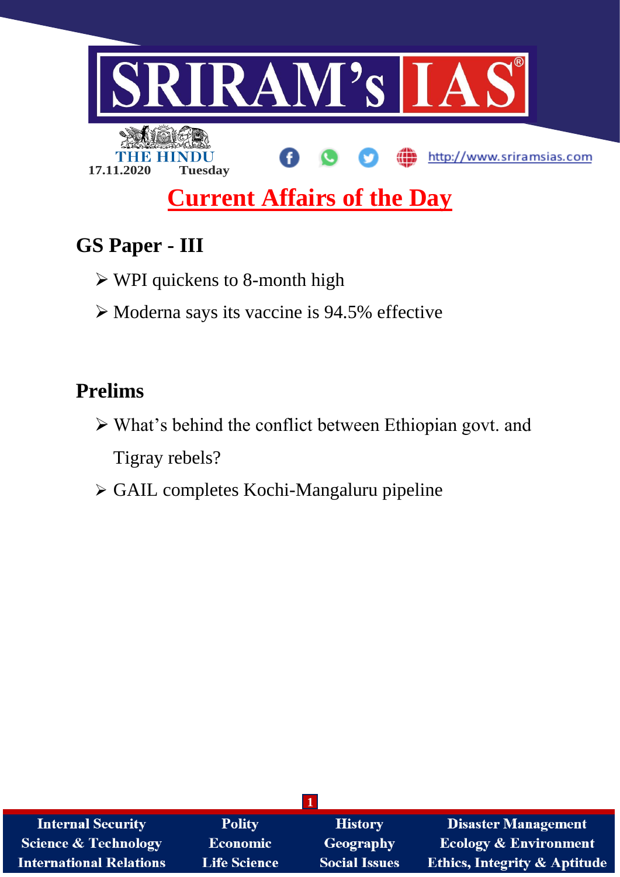# SRIRAM's IAS

THE HINDU

17.11.2020 Tuesday

http://www.sriramsias.com

## Current Affairs of the Day

### GS Paper - III

- WPI quickens to 8-month high
- Moderna says its vaccine is 94.5% effective

### Prelims

- What's behind the conflict between Ethiopian govt. and Tigray rebels?
- GAIL completes Kochi-Mangaluru pipeline

| Internal Security | Polity | History | Disaster Management |
|---|---|---|---|
| Science & Technology | Economic | Geography | Ecology & Environment |
| International Relations | Life Science | Social Issues | Ethics, Integrity & Aptitude |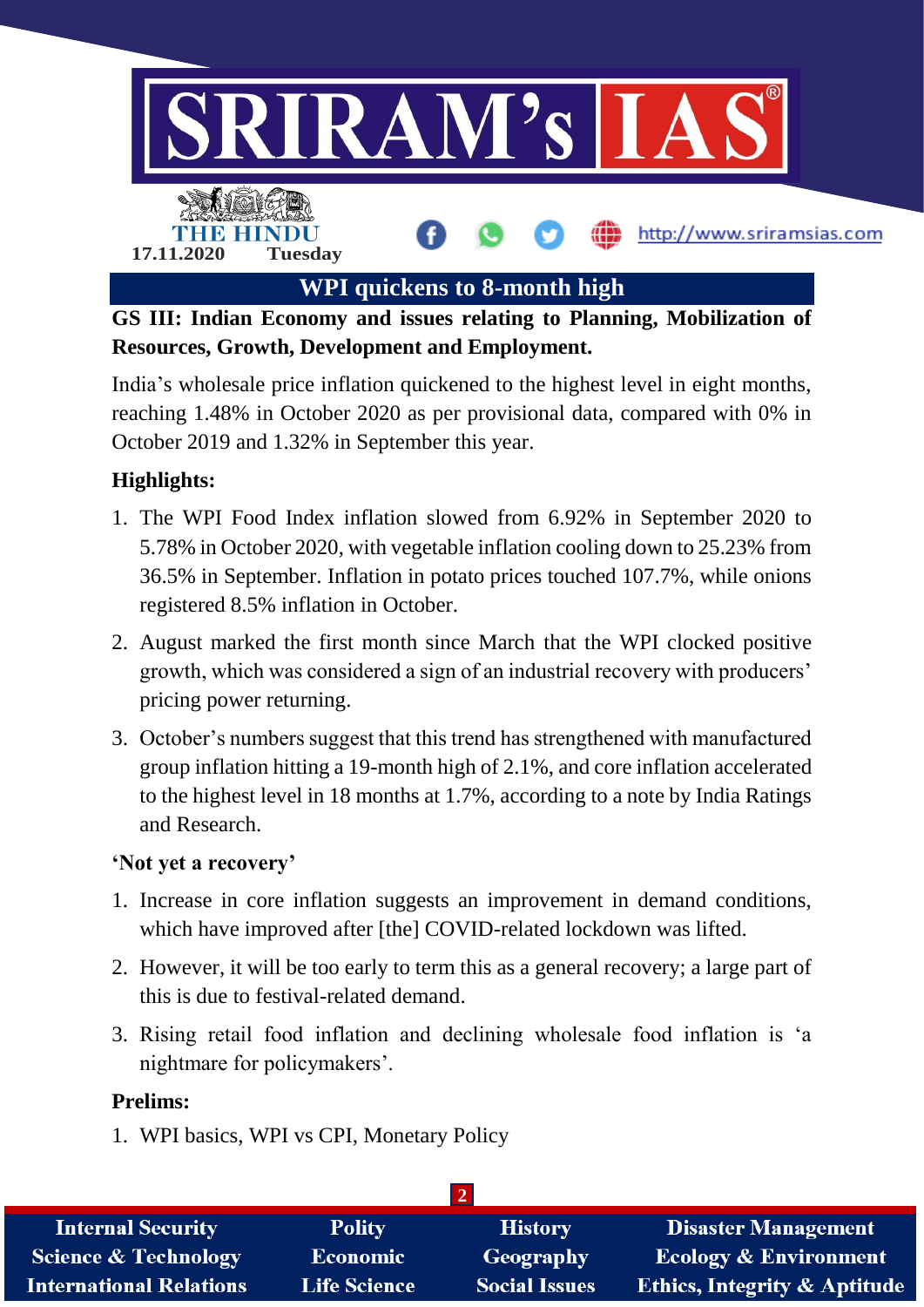# WPI quickens to 8-month high

**GS III: Indian Economy and issues relating to Planning, Mobilization of Resources, Growth, Development and Employment.**

India's wholesale price inflation quickened to the highest level in eight months, reaching 1.48% in October 2020 as per provisional data, compared with 0% in October 2019 and 1.32% in September this year.

**Highlights:**

1. The WPI Food Index inflation slowed from 6.92% in September 2020 to 5.78% in October 2020, with vegetable inflation cooling down to 25.23% from 36.5% in September. Inflation in potato prices touched 107.7%, while onions registered 8.5% inflation in October.
2. August marked the first month since March that the WPI clocked positive growth, which was considered a sign of an industrial recovery with producers' pricing power returning.
3. October's numbers suggest that this trend has strengthened with manufactured group inflation hitting a 19-month high of 2.1%, and core inflation accelerated to the highest level in 18 months at 1.7%, according to a note by India Ratings and Research.

**'Not yet a recovery'**

1. Increase in core inflation suggests an improvement in demand conditions, which have improved after [the] COVID-related lockdown was lifted.
2. However, it will be too early to term this as a general recovery; a large part of this is due to festival-related demand.
3. Rising retail food inflation and declining wholesale food inflation is 'a nightmare for policymakers'.

**Prelims:**

1. WPI basics, WPI vs CPI, Monetary Policy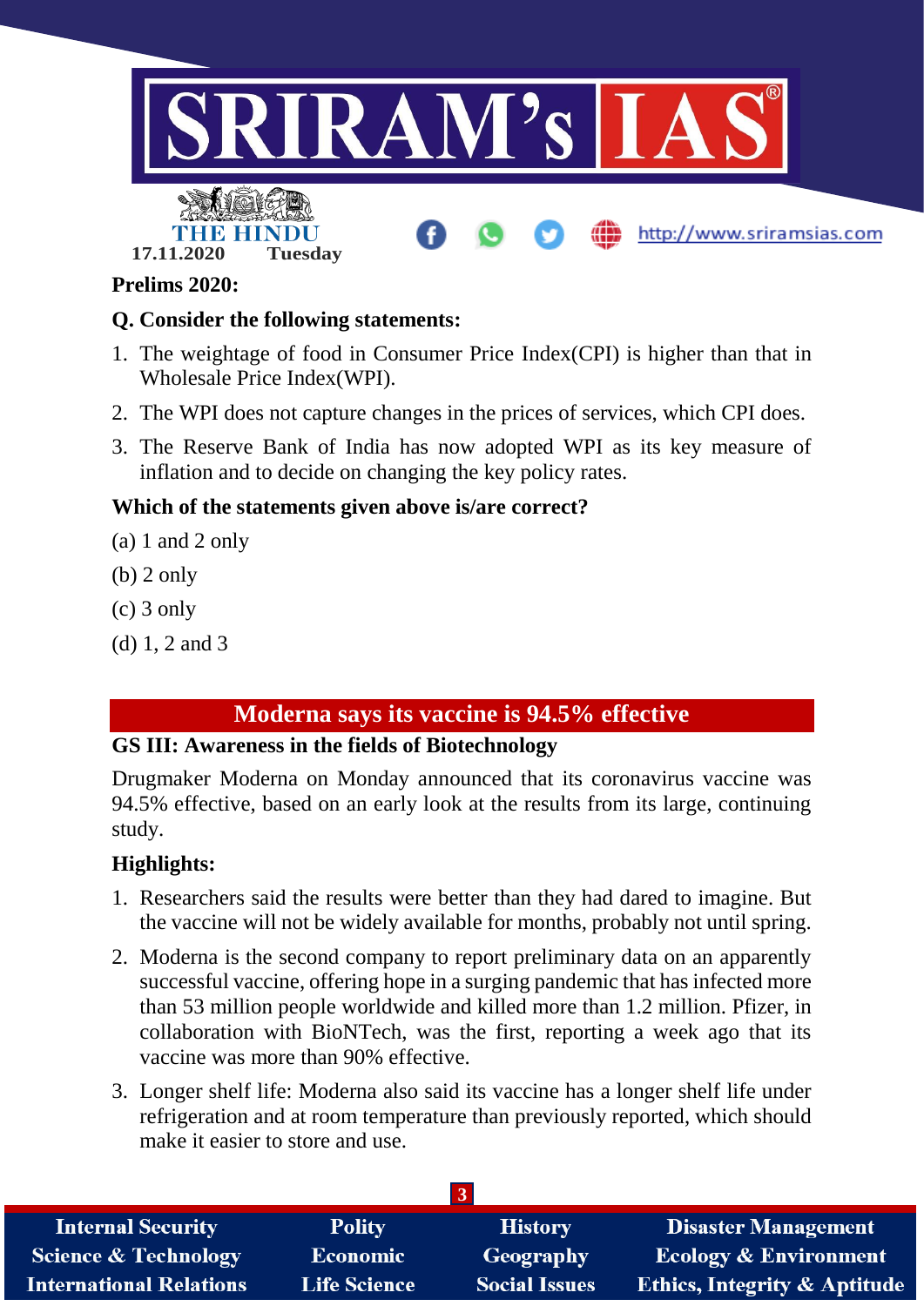**Prelims 2020:**

**Q. Consider the following statements:**

1. The weightage of food in Consumer Price Index(CPI) is higher than that in Wholesale Price Index(WPI).
2. The WPI does not capture changes in the prices of services, which CPI does.
3. The Reserve Bank of India has now adopted WPI as its key measure of inflation and to decide on changing the key policy rates.

**Which of the statements given above is/are correct?**

(a) 1 and 2 only

(b) 2 only

(c) 3 only

(d) 1, 2 and 3

## Moderna says its vaccine is 94.5% effective

**GS III: Awareness in the fields of Biotechnology**

Drugmaker Moderna on Monday announced that its coronavirus vaccine was 94.5% effective, based on an early look at the results from its large, continuing study.

**Highlights:**

1. Researchers said the results were better than they had dared to imagine. But the vaccine will not be widely available for months, probably not until spring.
2. Moderna is the second company to report preliminary data on an apparently successful vaccine, offering hope in a surging pandemic that has infected more than 53 million people worldwide and killed more than 1.2 million. Pfizer, in collaboration with BioNTech, was the first, reporting a week ago that its vaccine was more than 90% effective.
3. Longer shelf life: Moderna also said its vaccine has a longer shelf life under refrigeration and at room temperature than previously reported, which should make it easier to store and use.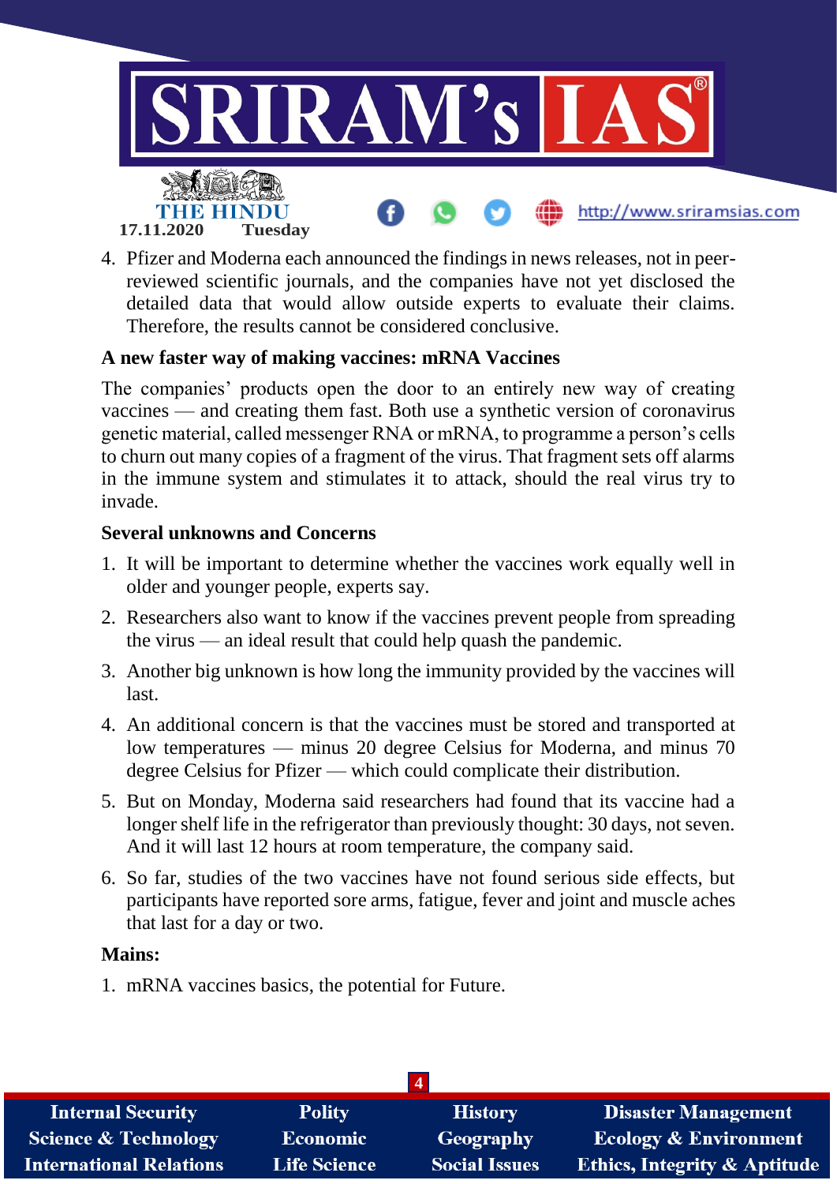4. Pfizer and Moderna each announced the findings in news releases, not in peer-reviewed scientific journals, and the companies have not yet disclosed the detailed data that would allow outside experts to evaluate their claims. Therefore, the results cannot be considered conclusive.

**A new faster way of making vaccines: mRNA Vaccines**

The companies' products open the door to an entirely new way of creating vaccines — and creating them fast. Both use a synthetic version of coronavirus genetic material, called messenger RNA or mRNA, to programme a person's cells to churn out many copies of a fragment of the virus. That fragment sets off alarms in the immune system and stimulates it to attack, should the real virus try to invade.

**Several unknowns and Concerns**

1. It will be important to determine whether the vaccines work equally well in older and younger people, experts say.
2. Researchers also want to know if the vaccines prevent people from spreading the virus — an ideal result that could help quash the pandemic.
3. Another big unknown is how long the immunity provided by the vaccines will last.
4. An additional concern is that the vaccines must be stored and transported at low temperatures — minus 20 degree Celsius for Moderna, and minus 70 degree Celsius for Pfizer — which could complicate their distribution.
5. But on Monday, Moderna said researchers had found that its vaccine had a longer shelf life in the refrigerator than previously thought: 30 days, not seven. And it will last 12 hours at room temperature, the company said.
6. So far, studies of the two vaccines have not found serious side effects, but participants have reported sore arms, fatigue, fever and joint and muscle aches that last for a day or two.

**Mains:**

1. mRNA vaccines basics, the potential for Future.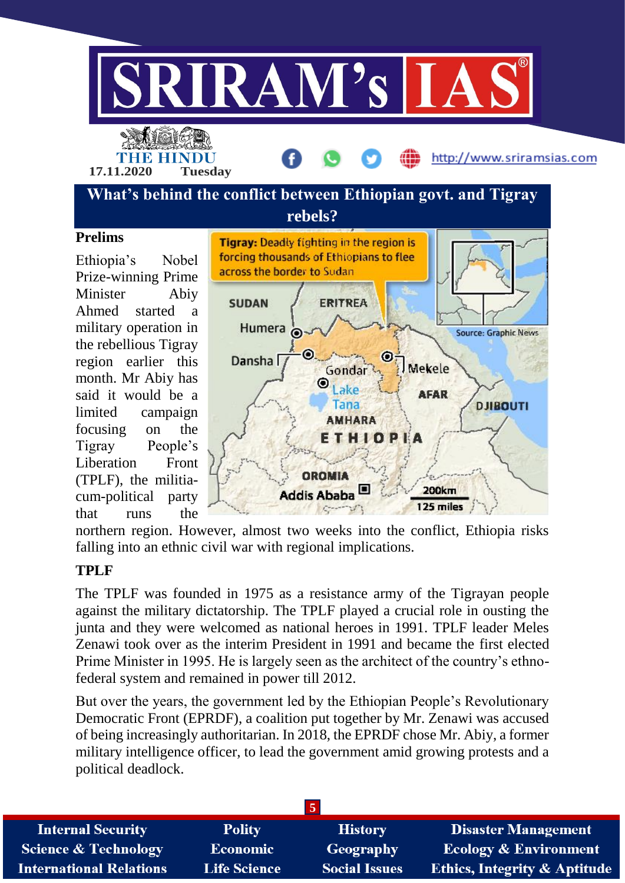# What's behind the conflict between Ethiopian govt. and Tigray rebels?

### Prelims

Ethiopia's Nobel Prize-winning Prime Minister Abiy Ahmed started a military operation in the rebellious Tigray region earlier this month. Mr Abiy has said it would be a limited campaign focusing on the Tigray People's Liberation Front (TPLF), the militia-cum-political party that runs the northern region. However, almost two weeks into the conflict, Ethiopia risks falling into an ethnic civil war with regional implications.

### TPLF

The TPLF was founded in 1975 as a resistance army of the Tigrayan people against the military dictatorship. The TPLF played a crucial role in ousting the junta and they were welcomed as national heroes in 1991. TPLF leader Meles Zenawi took over as the interim President in 1991 and became the first elected Prime Minister in 1995. He is largely seen as the architect of the country's ethno-federal system and remained in power till 2012.

But over the years, the government led by the Ethiopian People's Revolutionary Democratic Front (EPRDF), a coalition put together by Mr. Zenawi was accused of being increasingly authoritarian. In 2018, the EPRDF chose Mr. Abiy, a former military intelligence officer, to lead the government amid growing protests and a political deadlock.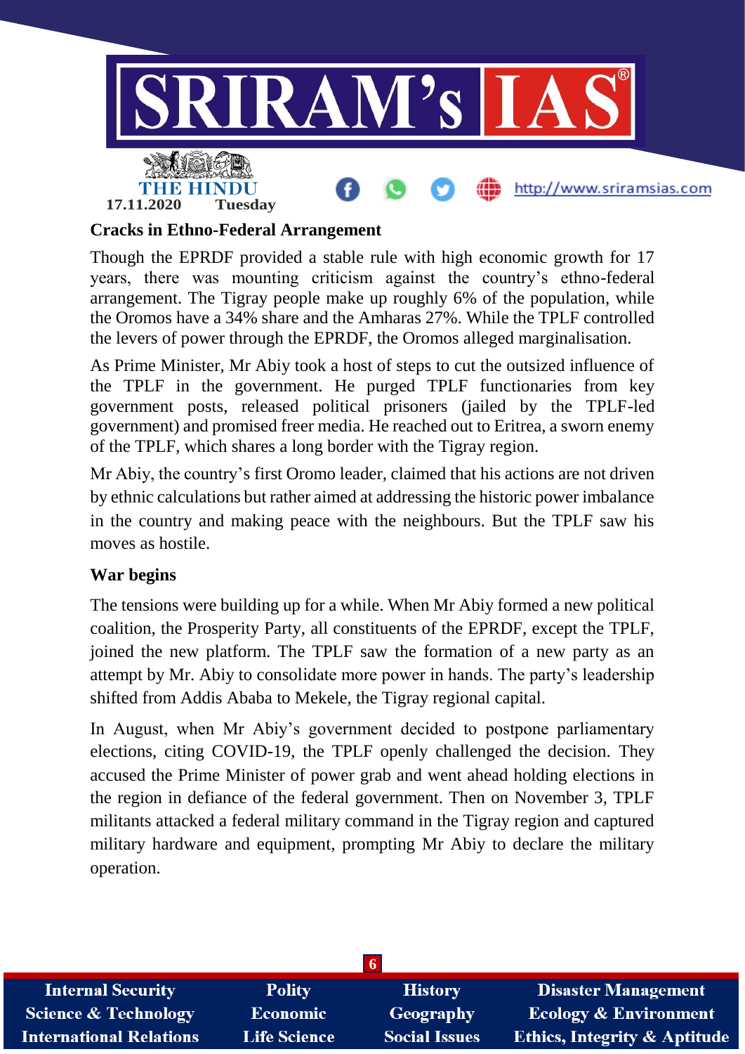## Cracks in Ethno-Federal Arrangement

Though the EPRDF provided a stable rule with high economic growth for 17 years, there was mounting criticism against the country's ethno-federal arrangement. The Tigray people make up roughly 6% of the population, while the Oromos have a 34% share and the Amharas 27%. While the TPLF controlled the levers of power through the EPRDF, the Oromos alleged marginalisation.

As Prime Minister, Mr Abiy took a host of steps to cut the outsized influence of the TPLF in the government. He purged TPLF functionaries from key government posts, released political prisoners (jailed by the TPLF-led government) and promised freer media. He reached out to Eritrea, a sworn enemy of the TPLF, which shares a long border with the Tigray region.

Mr Abiy, the country's first Oromo leader, claimed that his actions are not driven by ethnic calculations but rather aimed at addressing the historic power imbalance in the country and making peace with the neighbours. But the TPLF saw his moves as hostile.

## War begins

The tensions were building up for a while. When Mr Abiy formed a new political coalition, the Prosperity Party, all constituents of the EPRDF, except the TPLF, joined the new platform. The TPLF saw the formation of a new party as an attempt by Mr. Abiy to consolidate more power in hands. The party's leadership shifted from Addis Ababa to Mekele, the Tigray regional capital.

In August, when Mr Abiy's government decided to postpone parliamentary elections, citing COVID-19, the TPLF openly challenged the decision. They accused the Prime Minister of power grab and went ahead holding elections in the region in defiance of the federal government. Then on November 3, TPLF militants attacked a federal military command in the Tigray region and captured military hardware and equipment, prompting Mr Abiy to declare the military operation.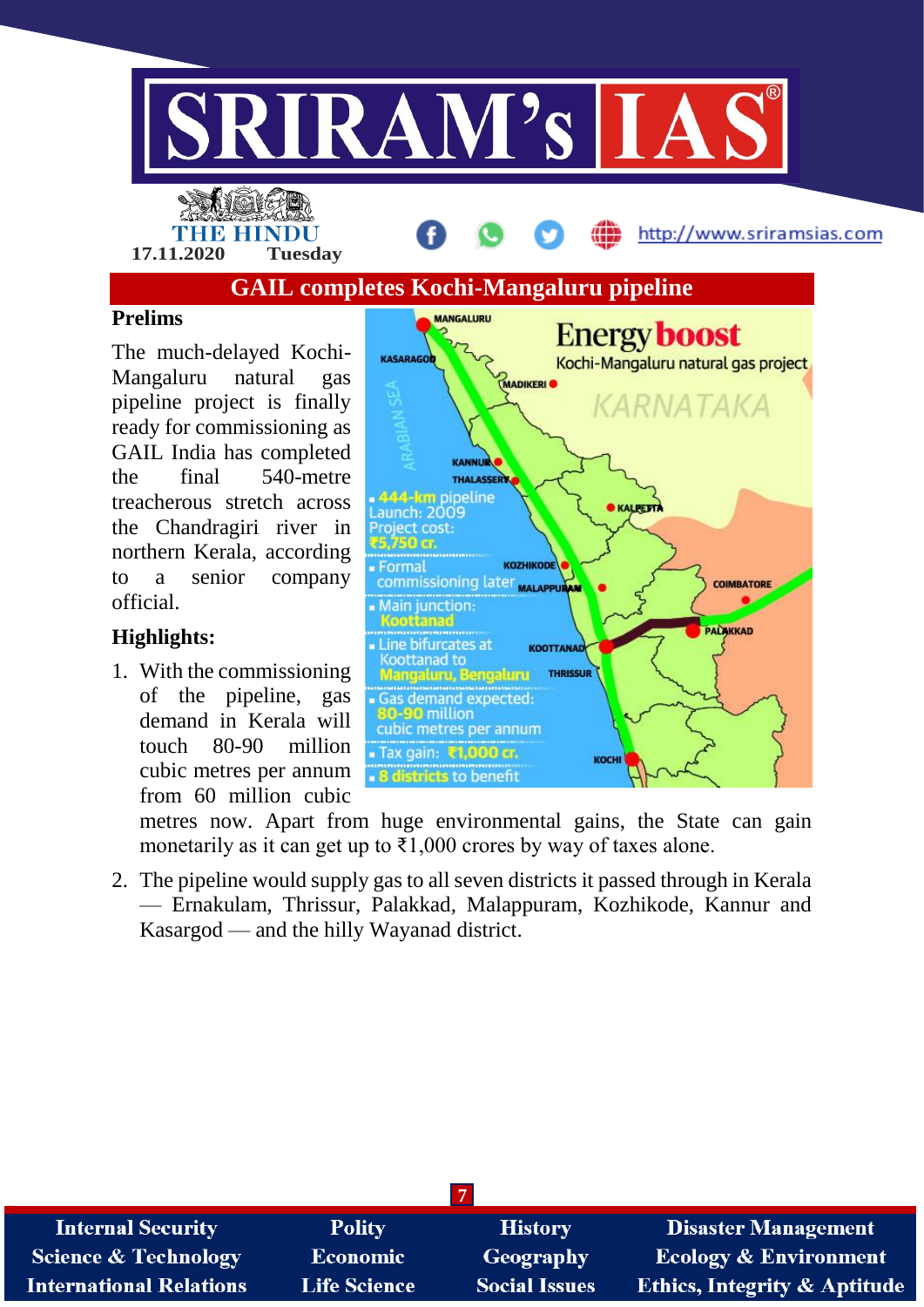# GAIL completes Kochi-Mangaluru pipeline

## Prelims

The much-delayed Kochi-Mangaluru natural gas pipeline project is finally ready for commissioning as GAIL India has completed the final 540-metre treacherous stretch across the Chandragiri river in northern Kerala, according to a senior company official.

Energy boost
Kochi-Mangaluru natural gas project

KARNATAKA
ARABIAN SEA
MANGALURU
KASARAGOD
MADIKERI
KANNUR
THALASSERY
KALPETTA
KOZHIKODE
MALAPPURAM
COIMBATORE
PALAKKAD
KOOTTANAD
THRISSUR
KOCHI

- 444-km pipeline
  Launch: 2009
  Project cost: ₹5,750 cr.
- Formal commissioning later
- Main junction: Koottanad
- Line bifurcates at Koottanad to Mangaluru, Bengaluru
- Gas demand expected: 80-90 million cubic metres per annum
- Tax gain: ₹1,000 cr.
- 8 districts to benefit

## Highlights:

1. With the commissioning of the pipeline, gas demand in Kerala will touch 80-90 million cubic metres per annum from 60 million cubic metres now. Apart from huge environmental gains, the State can gain monetarily as it can get up to ₹1,000 crores by way of taxes alone.
2. The pipeline would supply gas to all seven districts it passed through in Kerala — Ernakulam, Thrissur, Palakkad, Malappuram, Kozhikode, Kannur and Kasargod — and the hilly Wayanad district.